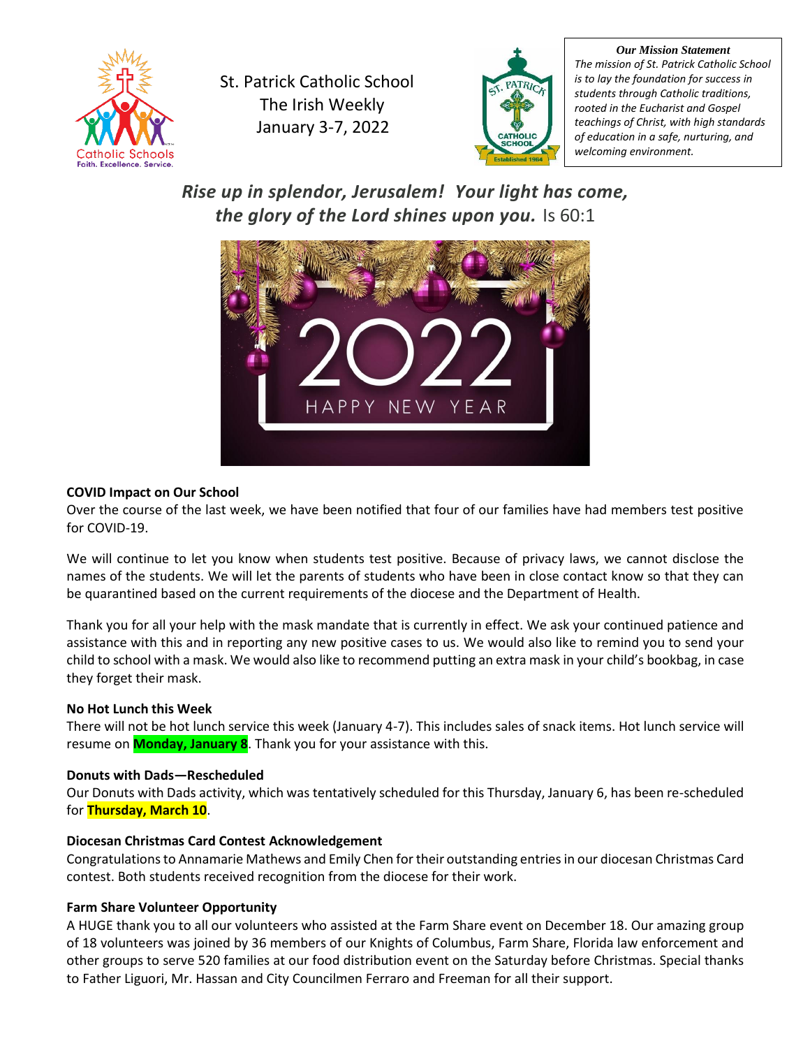St. Patrick Catholic School
The Irish Weekly
January 3-7, 2022

***Our Mission Statement***

*The mission of St. Patrick Catholic School is to lay the foundation for success in students through Catholic traditions, rooted in the Eucharist and Gospel teachings of Christ, with high standards of education in a safe, nurturing, and welcoming environment.*

***Rise up in splendor, Jerusalem! Your light has come, the glory of the Lord shines upon you.*** Is 60:1

**COVID Impact on Our School**

Over the course of the last week, we have been notified that four of our families have had members test positive for COVID-19.

We will continue to let you know when students test positive. Because of privacy laws, we cannot disclose the names of the students. We will let the parents of students who have been in close contact know so that they can be quarantined based on the current requirements of the diocese and the Department of Health.

Thank you for all your help with the mask mandate that is currently in effect. We ask your continued patience and assistance with this and in reporting any new positive cases to us. We would also like to remind you to send your child to school with a mask. We would also like to recommend putting an extra mask in your child's bookbag, in case they forget their mask.

**No Hot Lunch this Week**

There will not be hot lunch service this week (January 4-7). This includes sales of snack items. Hot lunch service will resume on **Monday, January 8**. Thank you for your assistance with this.

**Donuts with Dads—Rescheduled**

Our Donuts with Dads activity, which was tentatively scheduled for this Thursday, January 6, has been re-scheduled for **Thursday, March 10**.

**Diocesan Christmas Card Contest Acknowledgement**

Congratulations to Annamarie Mathews and Emily Chen for their outstanding entries in our diocesan Christmas Card contest. Both students received recognition from the diocese for their work.

**Farm Share Volunteer Opportunity**

A HUGE thank you to all our volunteers who assisted at the Farm Share event on December 18. Our amazing group of 18 volunteers was joined by 36 members of our Knights of Columbus, Farm Share, Florida law enforcement and other groups to serve 520 families at our food distribution event on the Saturday before Christmas. Special thanks to Father Liguori, Mr. Hassan and City Councilmen Ferraro and Freeman for all their support.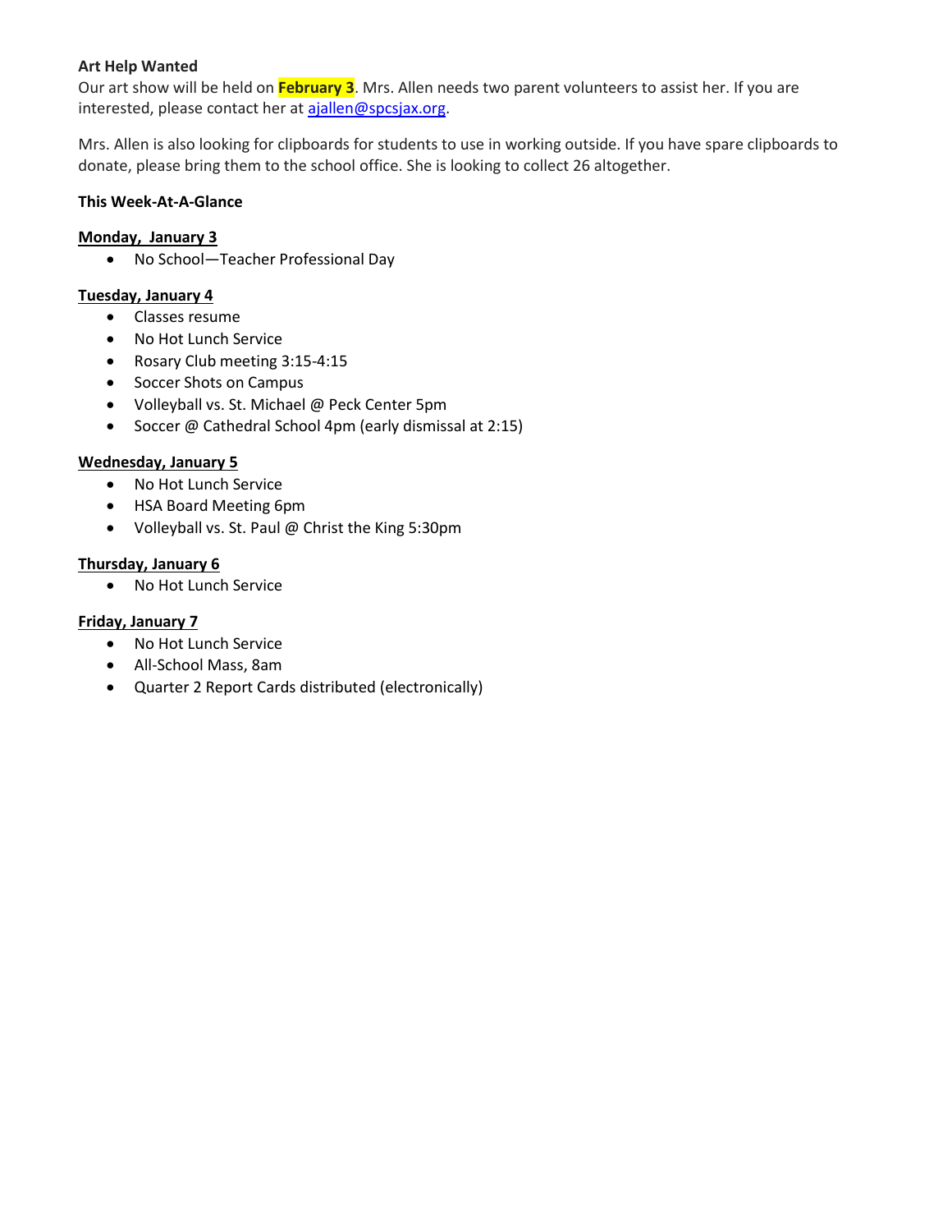**Art Help Wanted**

Our art show will be held on **February 3**. Mrs. Allen needs two parent volunteers to assist her. If you are interested, please contact her at [ajallen@spcsjax.org](mailto:ajallen@spcsjax.org).

Mrs. Allen is also looking for clipboards for students to use in working outside. If you have spare clipboards to donate, please bring them to the school office. She is looking to collect 26 altogether.

**This Week-At-A-Glance**

**Monday, January 3**

- No School—Teacher Professional Day

**Tuesday, January 4**

- Classes resume
- No Hot Lunch Service
- Rosary Club meeting 3:15-4:15
- Soccer Shots on Campus
- Volleyball vs. St. Michael @ Peck Center 5pm
- Soccer @ Cathedral School 4pm (early dismissal at 2:15)

**Wednesday, January 5**

- No Hot Lunch Service
- HSA Board Meeting 6pm
- Volleyball vs. St. Paul @ Christ the King 5:30pm

**Thursday, January 6**

- No Hot Lunch Service

**Friday, January 7**

- No Hot Lunch Service
- All-School Mass, 8am
- Quarter 2 Report Cards distributed (electronically)